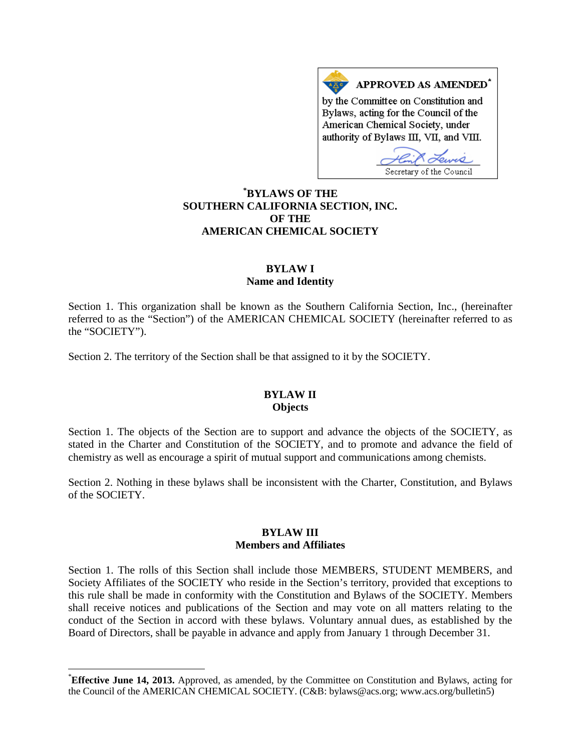**APPROVED AS AMENDED***

by the Committee on Constitution and Bylaws, acting for the Council of the American Chemical Society, under authority of Bylaws III, VII, and VIII.

Secretary of the Council

# *BYLAWS OF THE SOUTHERN CALIFORNIA SECTION, INC. OF THE AMERICAN CHEMICAL SOCIETY

## BYLAW I
## Name and Identity

Section 1. This organization shall be known as the Southern California Section, Inc., (hereinafter referred to as the "Section") of the AMERICAN CHEMICAL SOCIETY (hereinafter referred to as the "SOCIETY").

Section 2. The territory of the Section shall be that assigned to it by the SOCIETY.

## BYLAW II
## Objects

Section 1. The objects of the Section are to support and advance the objects of the SOCIETY, as stated in the Charter and Constitution of the SOCIETY, and to promote and advance the field of chemistry as well as encourage a spirit of mutual support and communications among chemists.

Section 2. Nothing in these bylaws shall be inconsistent with the Charter, Constitution, and Bylaws of the SOCIETY.

## BYLAW III
## Members and Affiliates

Section 1. The rolls of this Section shall include those MEMBERS, STUDENT MEMBERS, and Society Affiliates of the SOCIETY who reside in the Section's territory, provided that exceptions to this rule shall be made in conformity with the Constitution and Bylaws of the SOCIETY. Members shall receive notices and publications of the Section and may vote on all matters relating to the conduct of the Section in accord with these bylaws. Voluntary annual dues, as established by the Board of Directors, shall be payable in advance and apply from January 1 through December 31.

---

* **Effective June 14, 2013.** Approved, as amended, by the Committee on Constitution and Bylaws, acting for the Council of the AMERICAN CHEMICAL SOCIETY. (C&B: bylaws@acs.org; www.acs.org/bulletin5)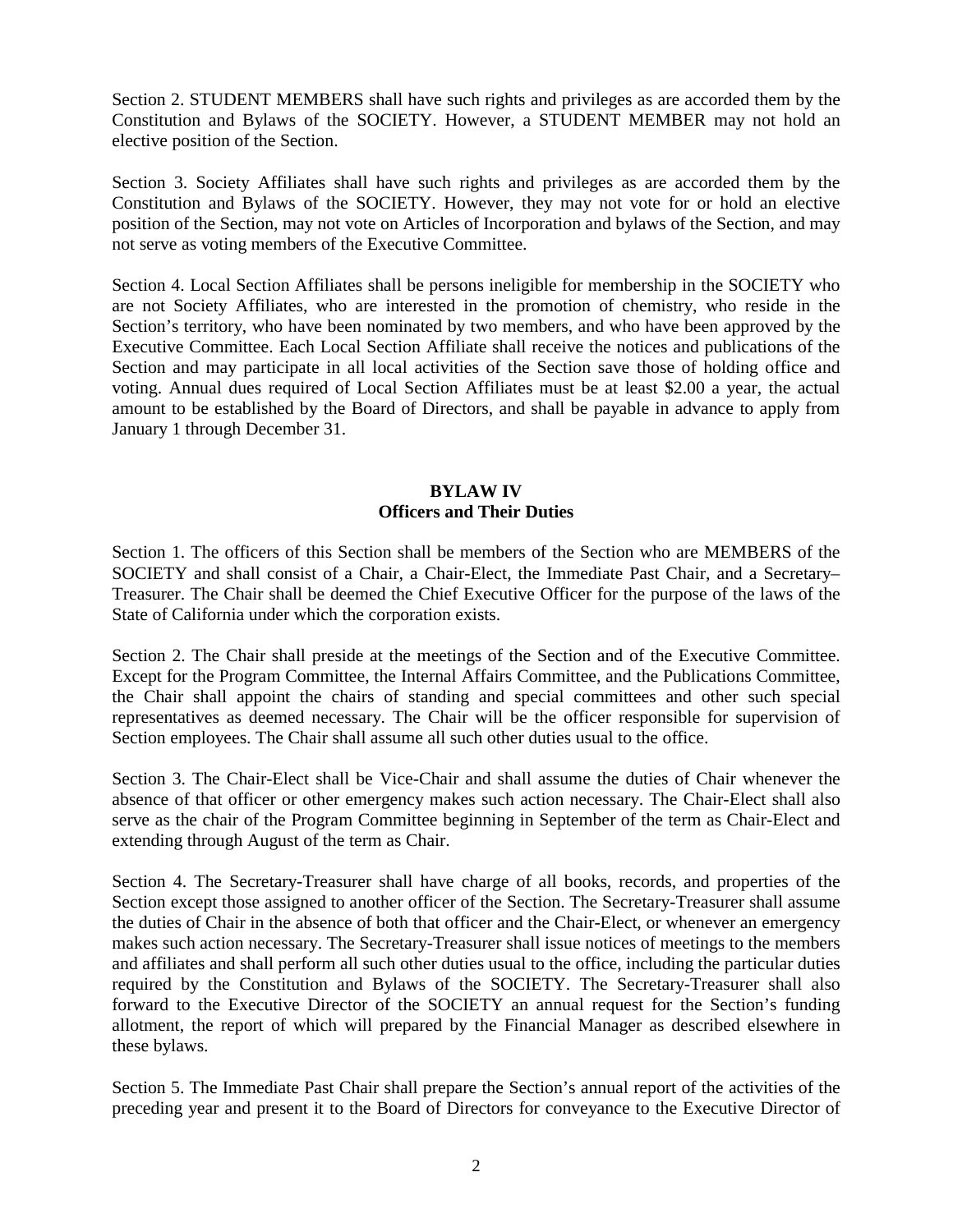Section 2. STUDENT MEMBERS shall have such rights and privileges as are accorded them by the Constitution and Bylaws of the SOCIETY. However, a STUDENT MEMBER may not hold an elective position of the Section.

Section 3. Society Affiliates shall have such rights and privileges as are accorded them by the Constitution and Bylaws of the SOCIETY. However, they may not vote for or hold an elective position of the Section, may not vote on Articles of Incorporation and bylaws of the Section, and may not serve as voting members of the Executive Committee.

Section 4. Local Section Affiliates shall be persons ineligible for membership in the SOCIETY who are not Society Affiliates, who are interested in the promotion of chemistry, who reside in the Section's territory, who have been nominated by two members, and who have been approved by the Executive Committee. Each Local Section Affiliate shall receive the notices and publications of the Section and may participate in all local activities of the Section save those of holding office and voting. Annual dues required of Local Section Affiliates must be at least $2.00 a year, the actual amount to be established by the Board of Directors, and shall be payable in advance to apply from January 1 through December 31.

## BYLAW IV
## Officers and Their Duties

Section 1. The officers of this Section shall be members of the Section who are MEMBERS of the SOCIETY and shall consist of a Chair, a Chair-Elect, the Immediate Past Chair, and a Secretary–Treasurer. The Chair shall be deemed the Chief Executive Officer for the purpose of the laws of the State of California under which the corporation exists.

Section 2. The Chair shall preside at the meetings of the Section and of the Executive Committee. Except for the Program Committee, the Internal Affairs Committee, and the Publications Committee, the Chair shall appoint the chairs of standing and special committees and other such special representatives as deemed necessary. The Chair will be the officer responsible for supervision of Section employees. The Chair shall assume all such other duties usual to the office.

Section 3. The Chair-Elect shall be Vice-Chair and shall assume the duties of Chair whenever the absence of that officer or other emergency makes such action necessary. The Chair-Elect shall also serve as the chair of the Program Committee beginning in September of the term as Chair-Elect and extending through August of the term as Chair.

Section 4. The Secretary-Treasurer shall have charge of all books, records, and properties of the Section except those assigned to another officer of the Section. The Secretary-Treasurer shall assume the duties of Chair in the absence of both that officer and the Chair-Elect, or whenever an emergency makes such action necessary. The Secretary-Treasurer shall issue notices of meetings to the members and affiliates and shall perform all such other duties usual to the office, including the particular duties required by the Constitution and Bylaws of the SOCIETY. The Secretary-Treasurer shall also forward to the Executive Director of the SOCIETY an annual request for the Section's funding allotment, the report of which will prepared by the Financial Manager as described elsewhere in these bylaws.

Section 5. The Immediate Past Chair shall prepare the Section's annual report of the activities of the preceding year and present it to the Board of Directors for conveyance to the Executive Director of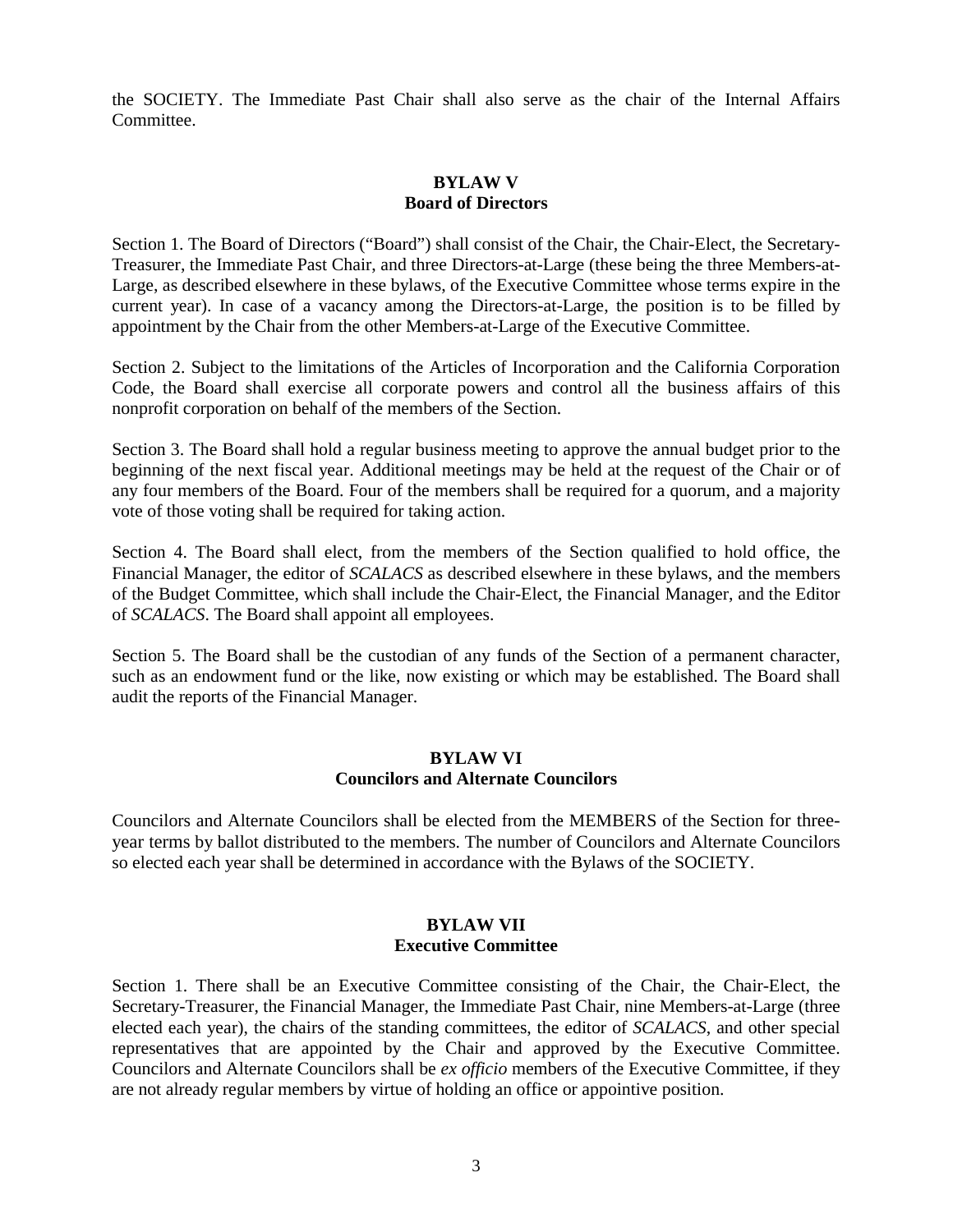the SOCIETY. The Immediate Past Chair shall also serve as the chair of the Internal Affairs Committee.

## BYLAW V
## Board of Directors

Section 1. The Board of Directors ("Board") shall consist of the Chair, the Chair-Elect, the Secretary-Treasurer, the Immediate Past Chair, and three Directors-at-Large (these being the three Members-at-Large, as described elsewhere in these bylaws, of the Executive Committee whose terms expire in the current year). In case of a vacancy among the Directors-at-Large, the position is to be filled by appointment by the Chair from the other Members-at-Large of the Executive Committee.

Section 2. Subject to the limitations of the Articles of Incorporation and the California Corporation Code, the Board shall exercise all corporate powers and control all the business affairs of this nonprofit corporation on behalf of the members of the Section.

Section 3. The Board shall hold a regular business meeting to approve the annual budget prior to the beginning of the next fiscal year. Additional meetings may be held at the request of the Chair or of any four members of the Board. Four of the members shall be required for a quorum, and a majority vote of those voting shall be required for taking action.

Section 4. The Board shall elect, from the members of the Section qualified to hold office, the Financial Manager, the editor of *SCALACS* as described elsewhere in these bylaws, and the members of the Budget Committee, which shall include the Chair-Elect, the Financial Manager, and the Editor of *SCALACS*. The Board shall appoint all employees.

Section 5. The Board shall be the custodian of any funds of the Section of a permanent character, such as an endowment fund or the like, now existing or which may be established. The Board shall audit the reports of the Financial Manager.

## BYLAW VI
## Councilors and Alternate Councilors

Councilors and Alternate Councilors shall be elected from the MEMBERS of the Section for three-year terms by ballot distributed to the members. The number of Councilors and Alternate Councilors so elected each year shall be determined in accordance with the Bylaws of the SOCIETY.

## BYLAW VII
## Executive Committee

Section 1. There shall be an Executive Committee consisting of the Chair, the Chair-Elect, the Secretary-Treasurer, the Financial Manager, the Immediate Past Chair, nine Members-at-Large (three elected each year), the chairs of the standing committees, the editor of *SCALACS*, and other special representatives that are appointed by the Chair and approved by the Executive Committee. Councilors and Alternate Councilors shall be *ex officio* members of the Executive Committee, if they are not already regular members by virtue of holding an office or appointive position.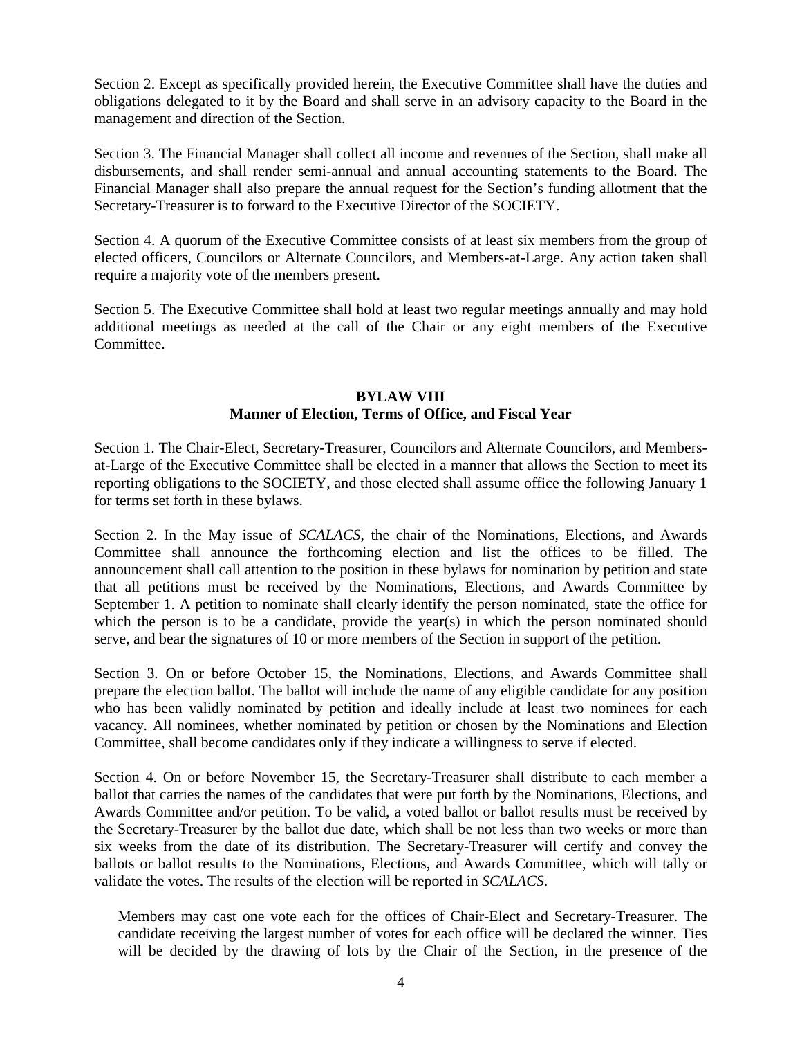Section 2. Except as specifically provided herein, the Executive Committee shall have the duties and obligations delegated to it by the Board and shall serve in an advisory capacity to the Board in the management and direction of the Section.

Section 3. The Financial Manager shall collect all income and revenues of the Section, shall make all disbursements, and shall render semi-annual and annual accounting statements to the Board. The Financial Manager shall also prepare the annual request for the Section's funding allotment that the Secretary-Treasurer is to forward to the Executive Director of the SOCIETY.

Section 4. A quorum of the Executive Committee consists of at least six members from the group of elected officers, Councilors or Alternate Councilors, and Members-at-Large. Any action taken shall require a majority vote of the members present.

Section 5. The Executive Committee shall hold at least two regular meetings annually and may hold additional meetings as needed at the call of the Chair or any eight members of the Executive Committee.

## BYLAW VIII
## Manner of Election, Terms of Office, and Fiscal Year

Section 1. The Chair-Elect, Secretary-Treasurer, Councilors and Alternate Councilors, and Members-at-Large of the Executive Committee shall be elected in a manner that allows the Section to meet its reporting obligations to the SOCIETY, and those elected shall assume office the following January 1 for terms set forth in these bylaws.

Section 2. In the May issue of *SCALACS*, the chair of the Nominations, Elections, and Awards Committee shall announce the forthcoming election and list the offices to be filled. The announcement shall call attention to the position in these bylaws for nomination by petition and state that all petitions must be received by the Nominations, Elections, and Awards Committee by September 1. A petition to nominate shall clearly identify the person nominated, state the office for which the person is to be a candidate, provide the year(s) in which the person nominated should serve, and bear the signatures of 10 or more members of the Section in support of the petition.

Section 3. On or before October 15, the Nominations, Elections, and Awards Committee shall prepare the election ballot. The ballot will include the name of any eligible candidate for any position who has been validly nominated by petition and ideally include at least two nominees for each vacancy. All nominees, whether nominated by petition or chosen by the Nominations and Election Committee, shall become candidates only if they indicate a willingness to serve if elected.

Section 4. On or before November 15, the Secretary-Treasurer shall distribute to each member a ballot that carries the names of the candidates that were put forth by the Nominations, Elections, and Awards Committee and/or petition. To be valid, a voted ballot or ballot results must be received by the Secretary-Treasurer by the ballot due date, which shall be not less than two weeks or more than six weeks from the date of its distribution. The Secretary-Treasurer will certify and convey the ballots or ballot results to the Nominations, Elections, and Awards Committee, which will tally or validate the votes. The results of the election will be reported in *SCALACS*.

Members may cast one vote each for the offices of Chair-Elect and Secretary-Treasurer. The candidate receiving the largest number of votes for each office will be declared the winner. Ties will be decided by the drawing of lots by the Chair of the Section, in the presence of the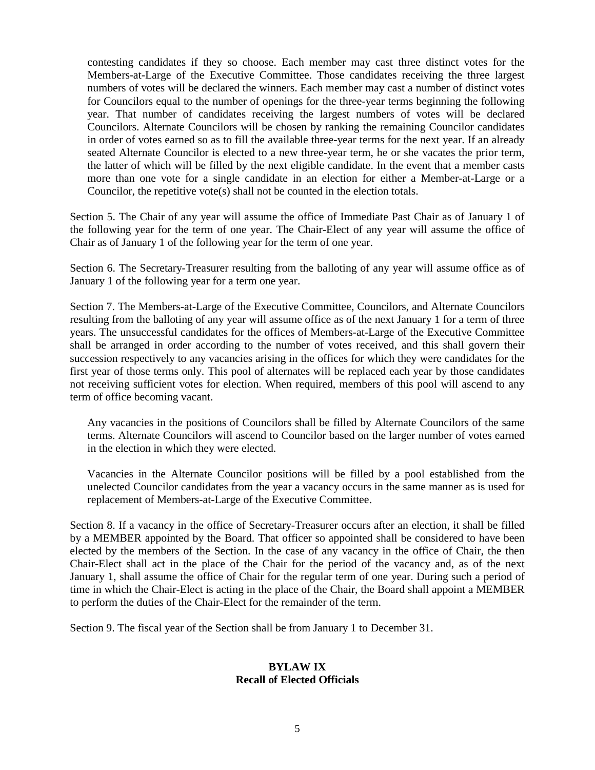contesting candidates if they so choose. Each member may cast three distinct votes for the Members-at-Large of the Executive Committee. Those candidates receiving the three largest numbers of votes will be declared the winners. Each member may cast a number of distinct votes for Councilors equal to the number of openings for the three-year terms beginning the following year. That number of candidates receiving the largest numbers of votes will be declared Councilors. Alternate Councilors will be chosen by ranking the remaining Councilor candidates in order of votes earned so as to fill the available three-year terms for the next year. If an already seated Alternate Councilor is elected to a new three-year term, he or she vacates the prior term, the latter of which will be filled by the next eligible candidate. In the event that a member casts more than one vote for a single candidate in an election for either a Member-at-Large or a Councilor, the repetitive vote(s) shall not be counted in the election totals.

Section 5. The Chair of any year will assume the office of Immediate Past Chair as of January 1 of the following year for the term of one year. The Chair-Elect of any year will assume the office of Chair as of January 1 of the following year for the term of one year.

Section 6. The Secretary-Treasurer resulting from the balloting of any year will assume office as of January 1 of the following year for a term one year.

Section 7. The Members-at-Large of the Executive Committee, Councilors, and Alternate Councilors resulting from the balloting of any year will assume office as of the next January 1 for a term of three years. The unsuccessful candidates for the offices of Members-at-Large of the Executive Committee shall be arranged in order according to the number of votes received, and this shall govern their succession respectively to any vacancies arising in the offices for which they were candidates for the first year of those terms only. This pool of alternates will be replaced each year by those candidates not receiving sufficient votes for election. When required, members of this pool will ascend to any term of office becoming vacant.

Any vacancies in the positions of Councilors shall be filled by Alternate Councilors of the same terms. Alternate Councilors will ascend to Councilor based on the larger number of votes earned in the election in which they were elected.

Vacancies in the Alternate Councilor positions will be filled by a pool established from the unelected Councilor candidates from the year a vacancy occurs in the same manner as is used for replacement of Members-at-Large of the Executive Committee.

Section 8. If a vacancy in the office of Secretary-Treasurer occurs after an election, it shall be filled by a MEMBER appointed by the Board. That officer so appointed shall be considered to have been elected by the members of the Section. In the case of any vacancy in the office of Chair, the then Chair-Elect shall act in the place of the Chair for the period of the vacancy and, as of the next January 1, shall assume the office of Chair for the regular term of one year. During such a period of time in which the Chair-Elect is acting in the place of the Chair, the Board shall appoint a MEMBER to perform the duties of the Chair-Elect for the remainder of the term.

Section 9. The fiscal year of the Section shall be from January 1 to December 31.

## BYLAW IX
## Recall of Elected Officials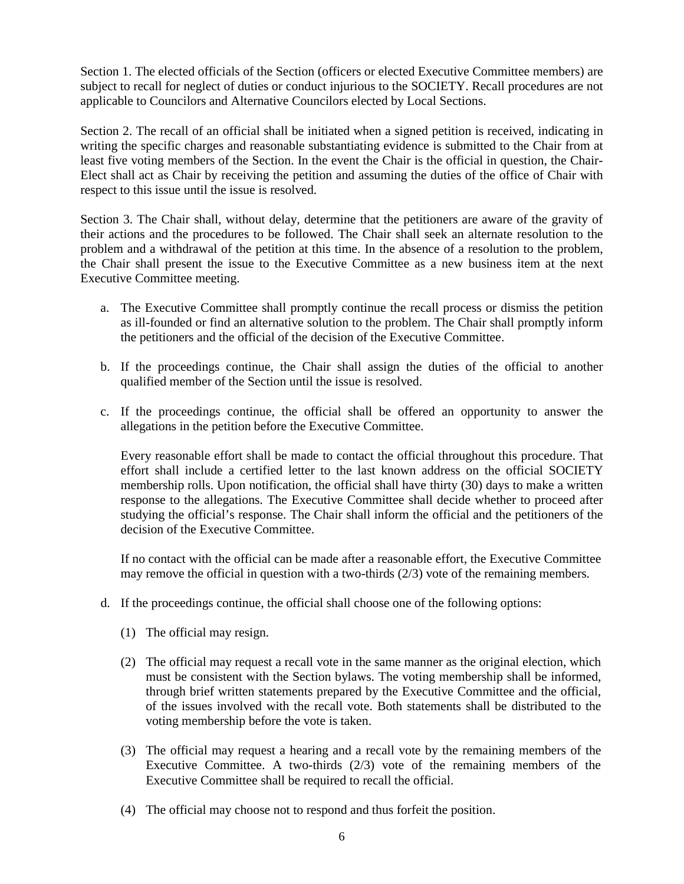Section 1. The elected officials of the Section (officers or elected Executive Committee members) are subject to recall for neglect of duties or conduct injurious to the SOCIETY. Recall procedures are not applicable to Councilors and Alternative Councilors elected by Local Sections.

Section 2. The recall of an official shall be initiated when a signed petition is received, indicating in writing the specific charges and reasonable substantiating evidence is submitted to the Chair from at least five voting members of the Section. In the event the Chair is the official in question, the Chair-Elect shall act as Chair by receiving the petition and assuming the duties of the office of Chair with respect to this issue until the issue is resolved.

Section 3. The Chair shall, without delay, determine that the petitioners are aware of the gravity of their actions and the procedures to be followed. The Chair shall seek an alternate resolution to the problem and a withdrawal of the petition at this time. In the absence of a resolution to the problem, the Chair shall present the issue to the Executive Committee as a new business item at the next Executive Committee meeting.

a. The Executive Committee shall promptly continue the recall process or dismiss the petition as ill-founded or find an alternative solution to the problem. The Chair shall promptly inform the petitioners and the official of the decision of the Executive Committee.

b. If the proceedings continue, the Chair shall assign the duties of the official to another qualified member of the Section until the issue is resolved.

c. If the proceedings continue, the official shall be offered an opportunity to answer the allegations in the petition before the Executive Committee.

   Every reasonable effort shall be made to contact the official throughout this procedure. That effort shall include a certified letter to the last known address on the official SOCIETY membership rolls. Upon notification, the official shall have thirty (30) days to make a written response to the allegations. The Executive Committee shall decide whether to proceed after studying the official's response. The Chair shall inform the official and the petitioners of the decision of the Executive Committee.

   If no contact with the official can be made after a reasonable effort, the Executive Committee may remove the official in question with a two-thirds (2/3) vote of the remaining members.

d. If the proceedings continue, the official shall choose one of the following options:

   (1) The official may resign.

   (2) The official may request a recall vote in the same manner as the original election, which must be consistent with the Section bylaws. The voting membership shall be informed, through brief written statements prepared by the Executive Committee and the official, of the issues involved with the recall vote. Both statements shall be distributed to the voting membership before the vote is taken.

   (3) The official may request a hearing and a recall vote by the remaining members of the Executive Committee. A two-thirds (2/3) vote of the remaining members of the Executive Committee shall be required to recall the official.

   (4) The official may choose not to respond and thus forfeit the position.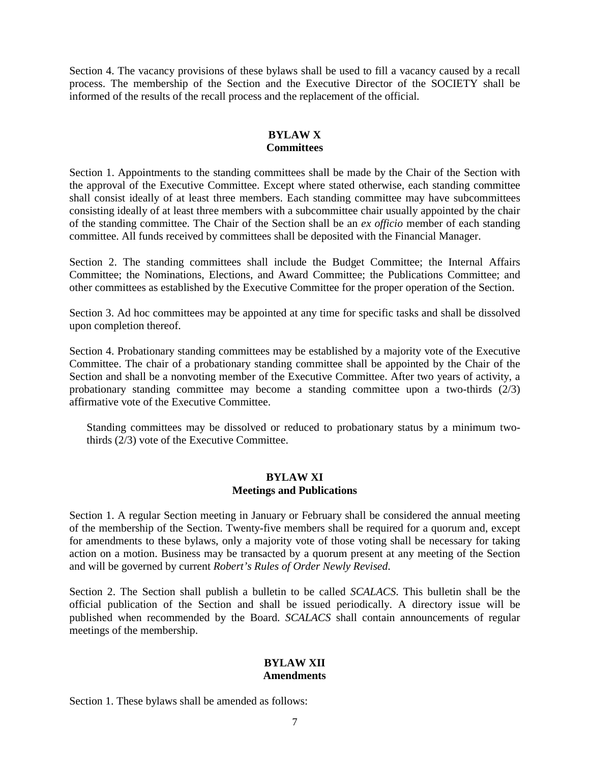Section 4. The vacancy provisions of these bylaws shall be used to fill a vacancy caused by a recall process. The membership of the Section and the Executive Director of the SOCIETY shall be informed of the results of the recall process and the replacement of the official.

## BYLAW X
## Committees

Section 1. Appointments to the standing committees shall be made by the Chair of the Section with the approval of the Executive Committee. Except where stated otherwise, each standing committee shall consist ideally of at least three members. Each standing committee may have subcommittees consisting ideally of at least three members with a subcommittee chair usually appointed by the chair of the standing committee. The Chair of the Section shall be an *ex officio* member of each standing committee. All funds received by committees shall be deposited with the Financial Manager.

Section 2. The standing committees shall include the Budget Committee; the Internal Affairs Committee; the Nominations, Elections, and Award Committee; the Publications Committee; and other committees as established by the Executive Committee for the proper operation of the Section.

Section 3. Ad hoc committees may be appointed at any time for specific tasks and shall be dissolved upon completion thereof.

Section 4. Probationary standing committees may be established by a majority vote of the Executive Committee. The chair of a probationary standing committee shall be appointed by the Chair of the Section and shall be a nonvoting member of the Executive Committee. After two years of activity, a probationary standing committee may become a standing committee upon a two-thirds (2/3) affirmative vote of the Executive Committee.

Standing committees may be dissolved or reduced to probationary status by a minimum two-thirds (2/3) vote of the Executive Committee.

## BYLAW XI
## Meetings and Publications

Section 1. A regular Section meeting in January or February shall be considered the annual meeting of the membership of the Section. Twenty-five members shall be required for a quorum and, except for amendments to these bylaws, only a majority vote of those voting shall be necessary for taking action on a motion. Business may be transacted by a quorum present at any meeting of the Section and will be governed by current *Robert's Rules of Order Newly Revised*.

Section 2. The Section shall publish a bulletin to be called *SCALACS*. This bulletin shall be the official publication of the Section and shall be issued periodically. A directory issue will be published when recommended by the Board. *SCALACS* shall contain announcements of regular meetings of the membership.

## BYLAW XII
## Amendments

Section 1. These bylaws shall be amended as follows: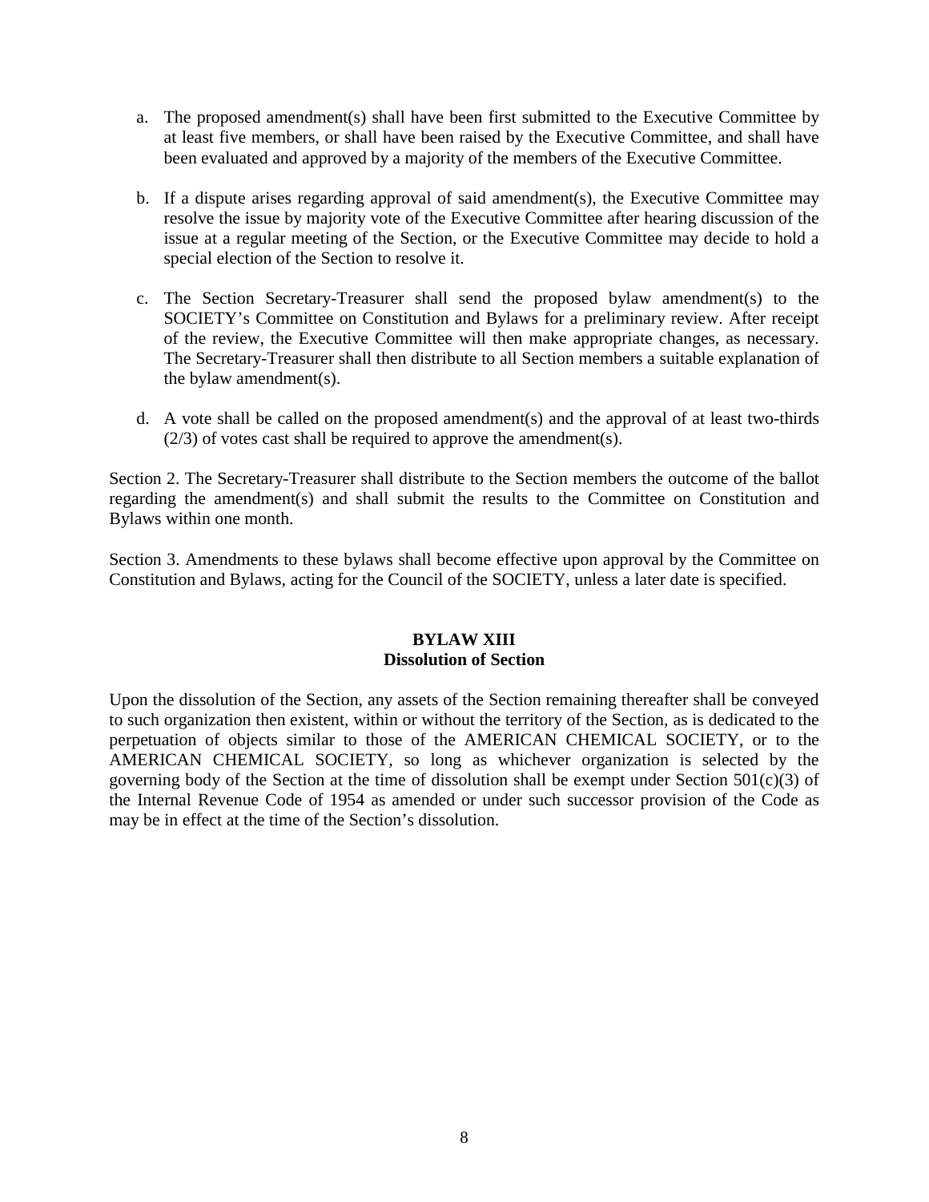a. The proposed amendment(s) shall have been first submitted to the Executive Committee by at least five members, or shall have been raised by the Executive Committee, and shall have been evaluated and approved by a majority of the members of the Executive Committee.

b. If a dispute arises regarding approval of said amendment(s), the Executive Committee may resolve the issue by majority vote of the Executive Committee after hearing discussion of the issue at a regular meeting of the Section, or the Executive Committee may decide to hold a special election of the Section to resolve it.

c. The Section Secretary-Treasurer shall send the proposed bylaw amendment(s) to the SOCIETY's Committee on Constitution and Bylaws for a preliminary review. After receipt of the review, the Executive Committee will then make appropriate changes, as necessary. The Secretary-Treasurer shall then distribute to all Section members a suitable explanation of the bylaw amendment(s).

d. A vote shall be called on the proposed amendment(s) and the approval of at least two-thirds (2/3) of votes cast shall be required to approve the amendment(s).

Section 2. The Secretary-Treasurer shall distribute to the Section members the outcome of the ballot regarding the amendment(s) and shall submit the results to the Committee on Constitution and Bylaws within one month.

Section 3. Amendments to these bylaws shall become effective upon approval by the Committee on Constitution and Bylaws, acting for the Council of the SOCIETY, unless a later date is specified.

## BYLAW XIII
## Dissolution of Section

Upon the dissolution of the Section, any assets of the Section remaining thereafter shall be conveyed to such organization then existent, within or without the territory of the Section, as is dedicated to the perpetuation of objects similar to those of the AMERICAN CHEMICAL SOCIETY, or to the AMERICAN CHEMICAL SOCIETY, so long as whichever organization is selected by the governing body of the Section at the time of dissolution shall be exempt under Section 501(c)(3) of the Internal Revenue Code of 1954 as amended or under such successor provision of the Code as may be in effect at the time of the Section's dissolution.